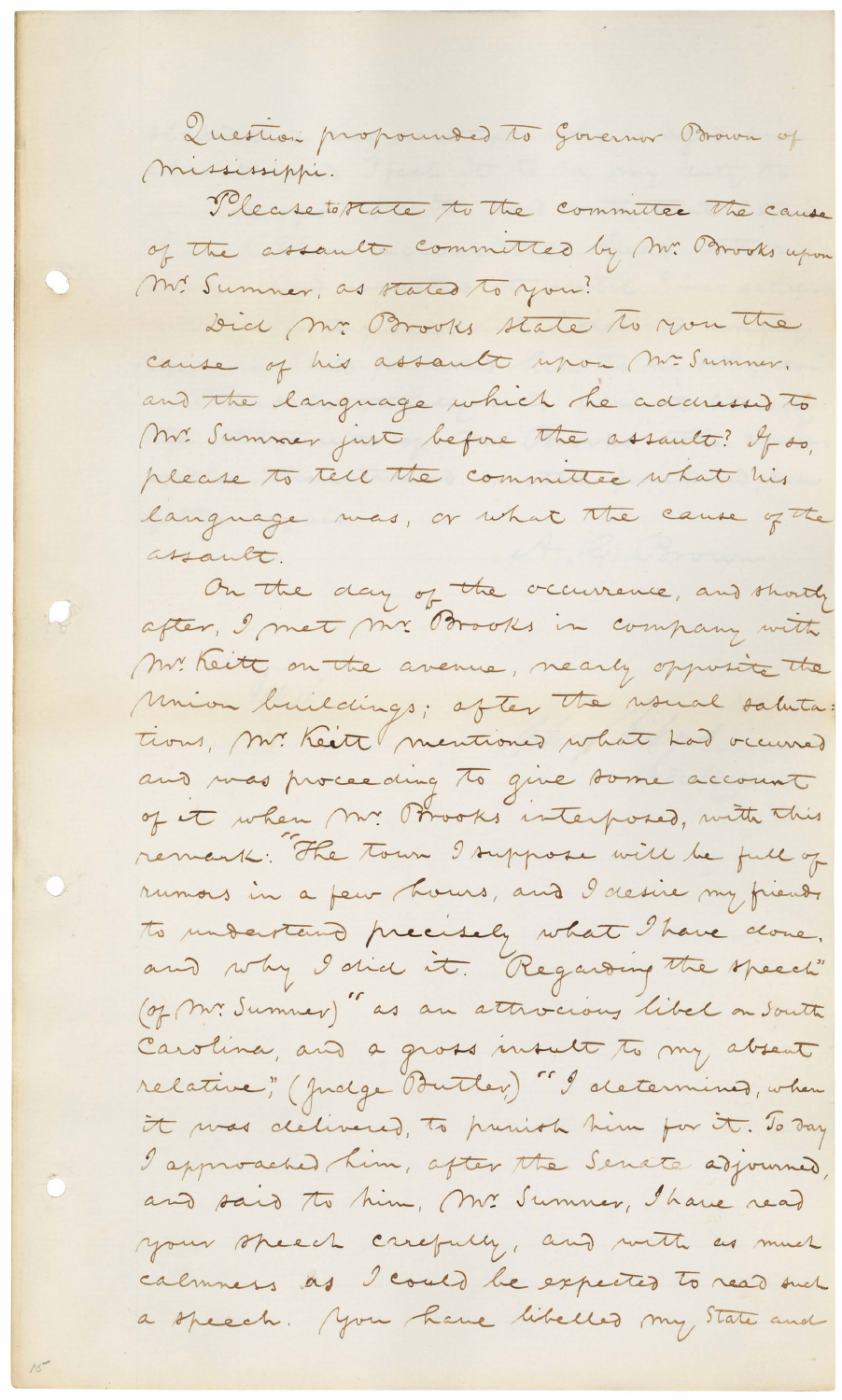Question propounded to Governor Brown of Mississippi.

Please to state to the committee the cause of the assault committed by Mr. Brooks upon Mr. Sumner, as stated to you?

Did Mr. Brooks state to you the cause of his assault upon Mr. Sumner, and the language which he addressed to Mr. Sumner just before the assault? If so, please to tell the committee what his language was, or what the cause of the assault.

On the day of the occurrence, and shortly after, I met Mr. Brooks in company with Mr. Keitt on the avenue, nearly opposite the Union buildings; after the usual salutations, Mr. Keitt mentioned what had occurred and was proceeding to give some account of it when Mr. Brooks interposed, with this remark: "The town I suppose will be full of rumors in a few hours, and I desire my friends to understand precisely what I have done, and why I did it. Regarding the speech" (of Mr. Sumner) "as an atrocious libel on South Carolina, and a gross insult to my absent relative," (Judge Butler) "I determined, when it was delivered, to punish him for it. To day I approached him, after the Senate adjourned, and said to him, Mr. Sumner, I have read your speech carefully, and with as much calmness as I could be expected to read such a speech. You have libelled my State and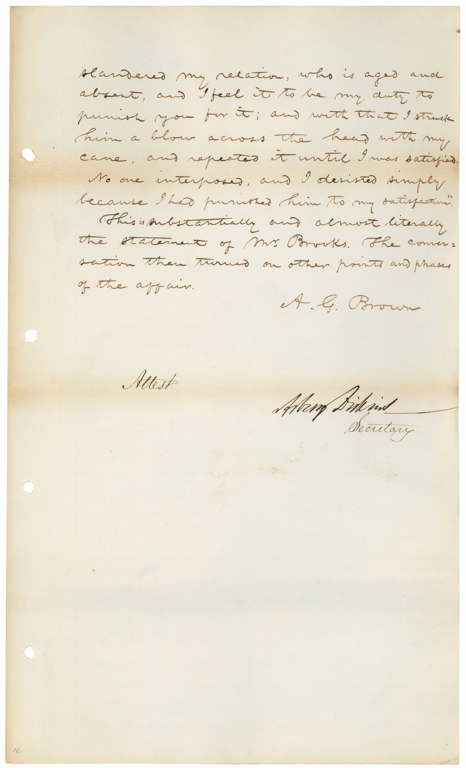slandered my relation, who is aged and absent, and I feel it to be my duty to punish you for it; and with that I struck him a blow across the head with my cane, and repeated it until I was satisfied. No one interposed, and I desisted simply because I had punished him to my satisfaction".

This is substantially and almost literally the statement of Mr. Brooks. The conversation then turned on other points and phases of the affair.

A. G. Brown

Attest

Asbury Dickins
Secretary